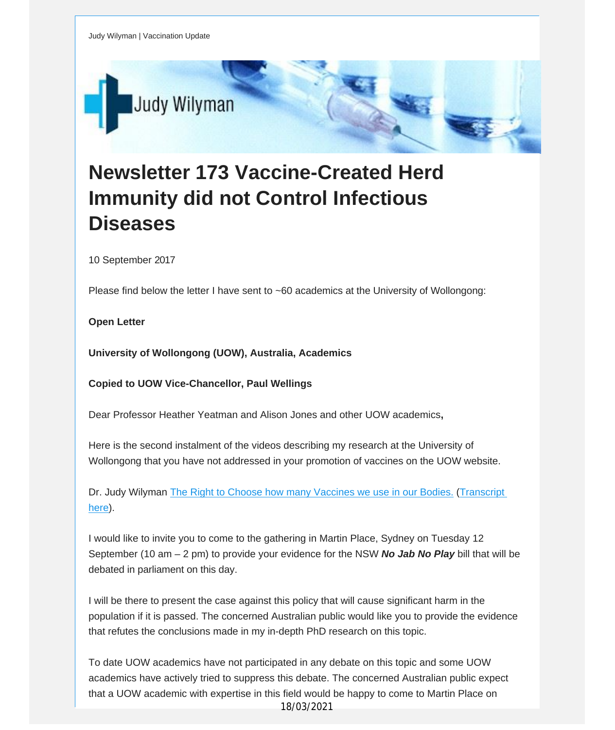Judy Wilyman | Vaccination Update

# Newsletter 173 Vaccine-Created Herd Immunity did not Control Infectious Diseases

10 September 2017

Please find below the letter I have sent to ~60 academics at the University of Wollongong:

**Open Letter**

**University of Wollongong (UOW), Australia, Academics**

**Copied to UOW Vice-Chancellor, Paul Wellings**

Dear Professor Heather Yeatman and Alison Jones and other UOW academics**,**

Here is the second instalment of the videos describing my research at the University of Wollongong that you have not addressed in your promotion of vaccines on the UOW website.

Dr. Judy Wilyman The Right to Choose how many Vaccines we use in our Bodies. (Transcript here).

I would like to invite you to come to the gathering in Martin Place, Sydney on Tuesday 12 September (10 am – 2 pm) to provide your evidence for the NSW ***No Jab No Play*** bill that will be debated in parliament on this day.

I will be there to present the case against this policy that will cause significant harm in the population if it is passed. The concerned Australian public would like you to provide the evidence that refutes the conclusions made in my in-depth PhD research on this topic.

To date UOW academics have not participated in any debate on this topic and some UOW academics have actively tried to suppress this debate. The concerned Australian public expect that a UOW academic with expertise in this field would be happy to come to Martin Place on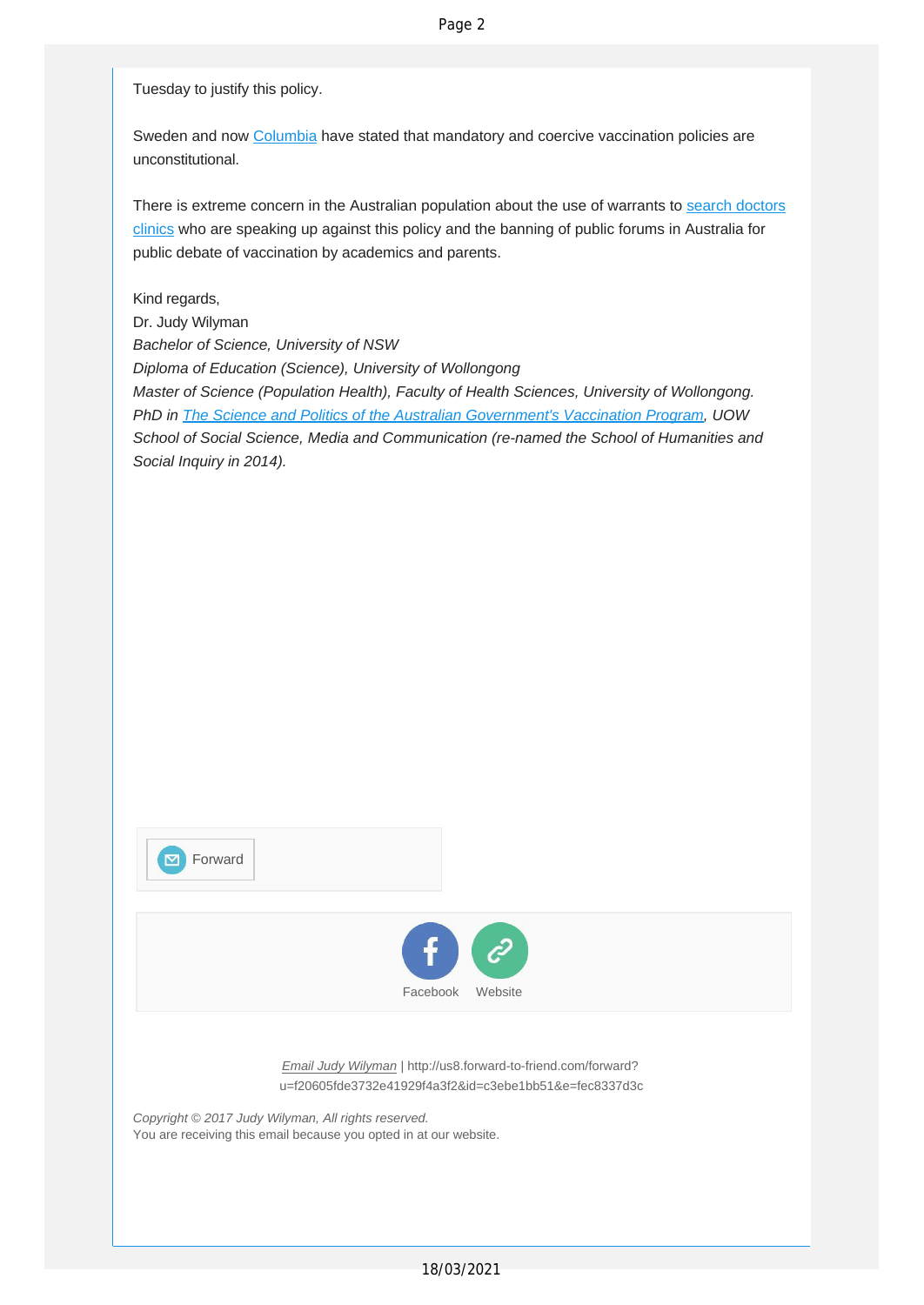Tuesday to justify this policy.

Sweden and now Columbia have stated that mandatory and coercive vaccination policies are unconstitutional.

There is extreme concern in the Australian population about the use of warrants to search doctors clinics who are speaking up against this policy and the banning of public forums in Australia for public debate of vaccination by academics and parents.

Kind regards,
Dr. Judy Wilyman
*Bachelor of Science, University of NSW*
*Diploma of Education (Science), University of Wollongong*
*Master of Science (Population Health), Faculty of Health Sciences, University of Wollongong.*
*PhD in The Science and Politics of the Australian Government's Vaccination Program, UOW School of Social Science, Media and Communication (re-named the School of Humanities and Social Inquiry in 2014).*

Forward

Facebook Website

*Email Judy Wilyman* | http://us8.forward-to-friend.com/forward?u=f20605fde3732e41929f4a3f2&id=c3ebe1bb51&e=fec8337d3c

*Copyright © 2017 Judy Wilyman, All rights reserved.*
You are receiving this email because you opted in at our website.

18/03/2021